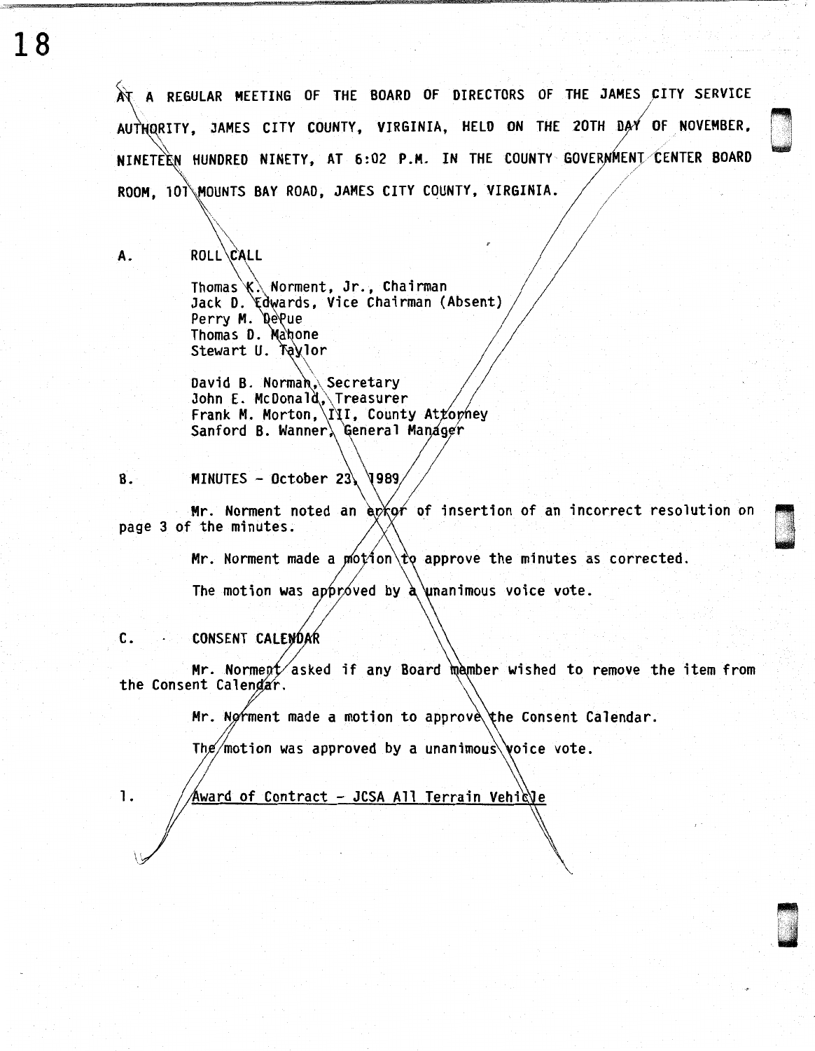AT A REGULAR MEETING OF THE BOARD OF DIRECTORS OF THE JAMES CITY SERVICE AUTHORITY, JAMES CITY COUNTY, VIRGINIA, HELD ON THE 20TH DAY OF NOVEMBER, NINETEEN HUNDRED NINETY, AT 6:02 P.M. IN THE COUNTY GOVERNMENT CENTER BOARD ROOM, 101 MOUNTS BAY ROAD, JAMES CITY COUNTY, VIRGINIA.

A. ROLL CALL

Thomas K. Norment, Jr., Chairman
Jack D. Edwards, Vice Chairman (Absent)
Perry M. DePue
Thomas D. Mahone
Stewart U. Taylor

David B. Norman, Secretary
John E. McDonald, Treasurer
Frank M. Morton, III, County Attorney
Sanford B. Wanner, General Manager

B. MINUTES - October 23, 1989

Mr. Norment noted an error of insertion of an incorrect resolution on page 3 of the minutes.

Mr. Norment made a motion to approve the minutes as corrected.

The motion was approved by a unanimous voice vote.

C. CONSENT CALENDAR

Mr. Norment asked if any Board member wished to remove the item from the Consent Calendar.

Mr. Norment made a motion to approve the Consent Calendar.

The motion was approved by a unanimous voice vote.

1. <u>Award of Contract - JCSA All Terrain Vehicle</u>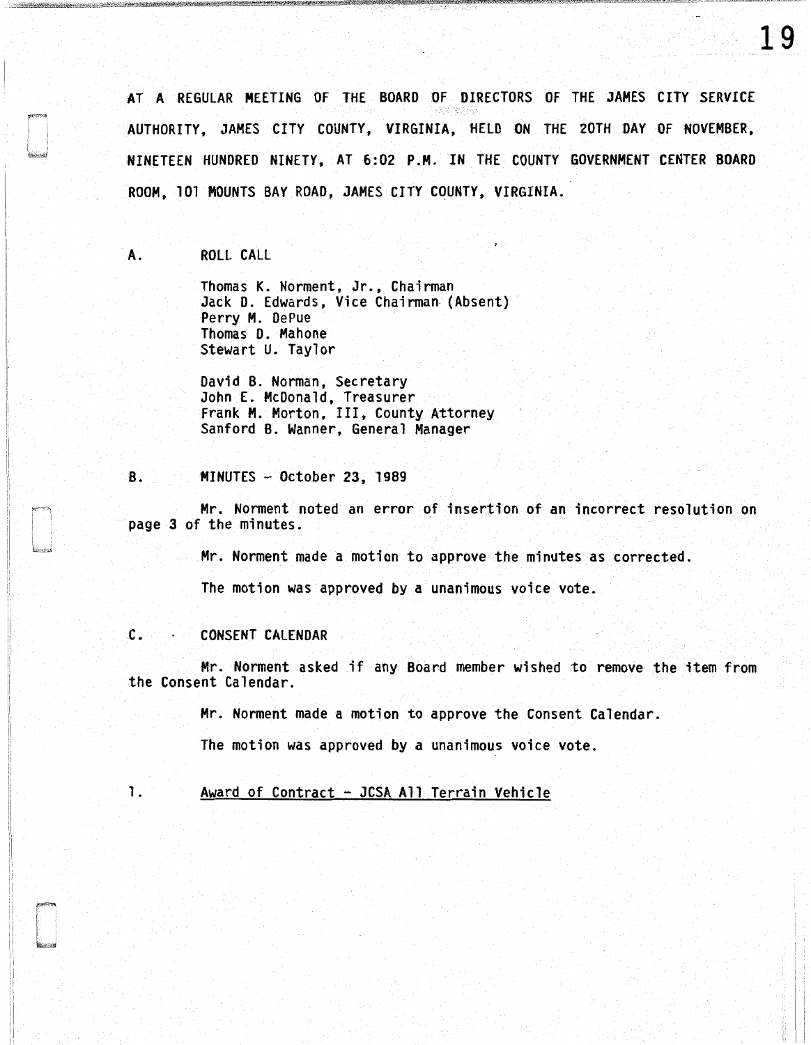AT A REGULAR MEETING OF THE BOARD OF DIRECTORS OF THE JAMES CITY SERVICE AUTHORITY, JAMES CITY COUNTY, VIRGINIA, HELD ON THE 20TH DAY OF NOVEMBER, NINETEEN HUNDRED NINETY, AT 6:02 P.M. IN THE COUNTY GOVERNMENT CENTER BOARD ROOM, 101 MOUNTS BAY ROAD, JAMES CITY COUNTY, VIRGINIA.

A. ROLL CALL

Thomas K. Norment, Jr., Chairman
Jack D. Edwards, Vice Chairman (Absent)
Perry M. DePue
Thomas D. Mahone
Stewart U. Taylor

David B. Norman, Secretary
John E. McDonald, Treasurer
Frank M. Morton, III, County Attorney
Sanford B. Wanner, General Manager

B. MINUTES - October 23, 1989

Mr. Norment noted an error of insertion of an incorrect resolution on page 3 of the minutes.

Mr. Norment made a motion to approve the minutes as corrected.

The motion was approved by a unanimous voice vote.

C. CONSENT CALENDAR

Mr. Norment asked if any Board member wished to remove the item from the Consent Calendar.

Mr. Norment made a motion to approve the Consent Calendar.

The motion was approved by a unanimous voice vote.

1. Award of Contract - JCSA All Terrain Vehicle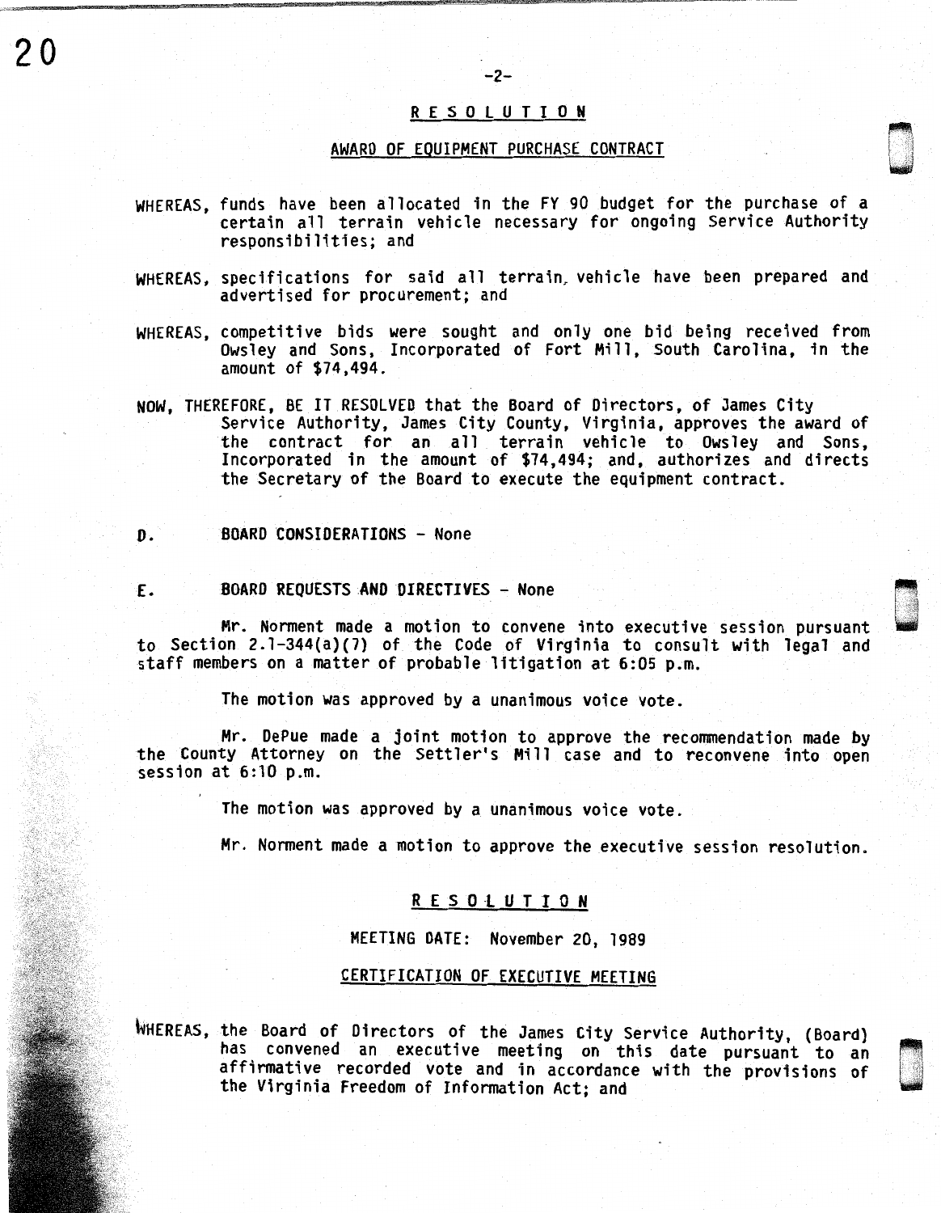## R E S O L U T I O N

### AWARD OF EQUIPMENT PURCHASE CONTRACT

WHEREAS, funds have been allocated in the FY 90 budget for the purchase of a certain all terrain vehicle necessary for ongoing Service Authority responsibilities; and

WHEREAS, specifications for said all terrain vehicle have been prepared and advertised for procurement; and

WHEREAS, competitive bids were sought and only one bid being received from Owsley and Sons, Incorporated of Fort Mill, South Carolina, in the amount of $74,494.

NOW, THEREFORE, BE IT RESOLVED that the Board of Directors, of James City Service Authority, James City County, Virginia, approves the award of the contract for an all terrain vehicle to Owsley and Sons, Incorporated in the amount of $74,494; and, authorizes and directs the Secretary of the Board to execute the equipment contract.

D. BOARD CONSIDERATIONS - None

E. BOARD REQUESTS AND DIRECTIVES - None

Mr. Norment made a motion to convene into executive session pursuant to Section 2.1-344(a)(7) of the Code of Virginia to consult with legal and staff members on a matter of probable litigation at 6:05 p.m.

The motion was approved by a unanimous voice vote.

Mr. DePue made a joint motion to approve the recommendation made by the County Attorney on the Settler's Mill case and to reconvene into open session at 6:10 p.m.

The motion was approved by a unanimous voice vote.

Mr. Norment made a motion to approve the executive session resolution.

## R E S O L U T I O N

MEETING DATE: November 20, 1989

### CERTIFICATION OF EXECUTIVE MEETING

WHEREAS, the Board of Directors of the James City Service Authority, (Board) has convened an executive meeting on this date pursuant to an affirmative recorded vote and in accordance with the provisions of the Virginia Freedom of Information Act; and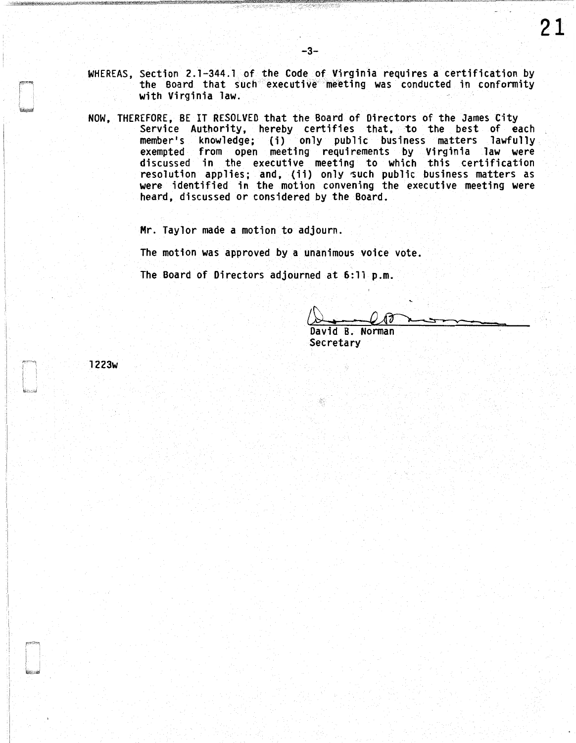WHEREAS, Section 2.1-344.1 of the Code of Virginia requires a certification by the Board that such executive meeting was conducted in conformity with Virginia law.

NOW, THEREFORE, BE IT RESOLVED that the Board of Directors of the James City Service Authority, hereby certifies that, to the best of each member's knowledge; (i) only public business matters lawfully exempted from open meeting requirements by Virginia law were discussed in the executive meeting to which this certification resolution applies; and, (ii) only such public business matters as were identified in the motion convening the executive meeting were heard, discussed or considered by the Board.

Mr. Taylor made a motion to adjourn.

The motion was approved by a unanimous voice vote.

The Board of Directors adjourned at 6:11 p.m.

David B. Norman
Secretary

1223w